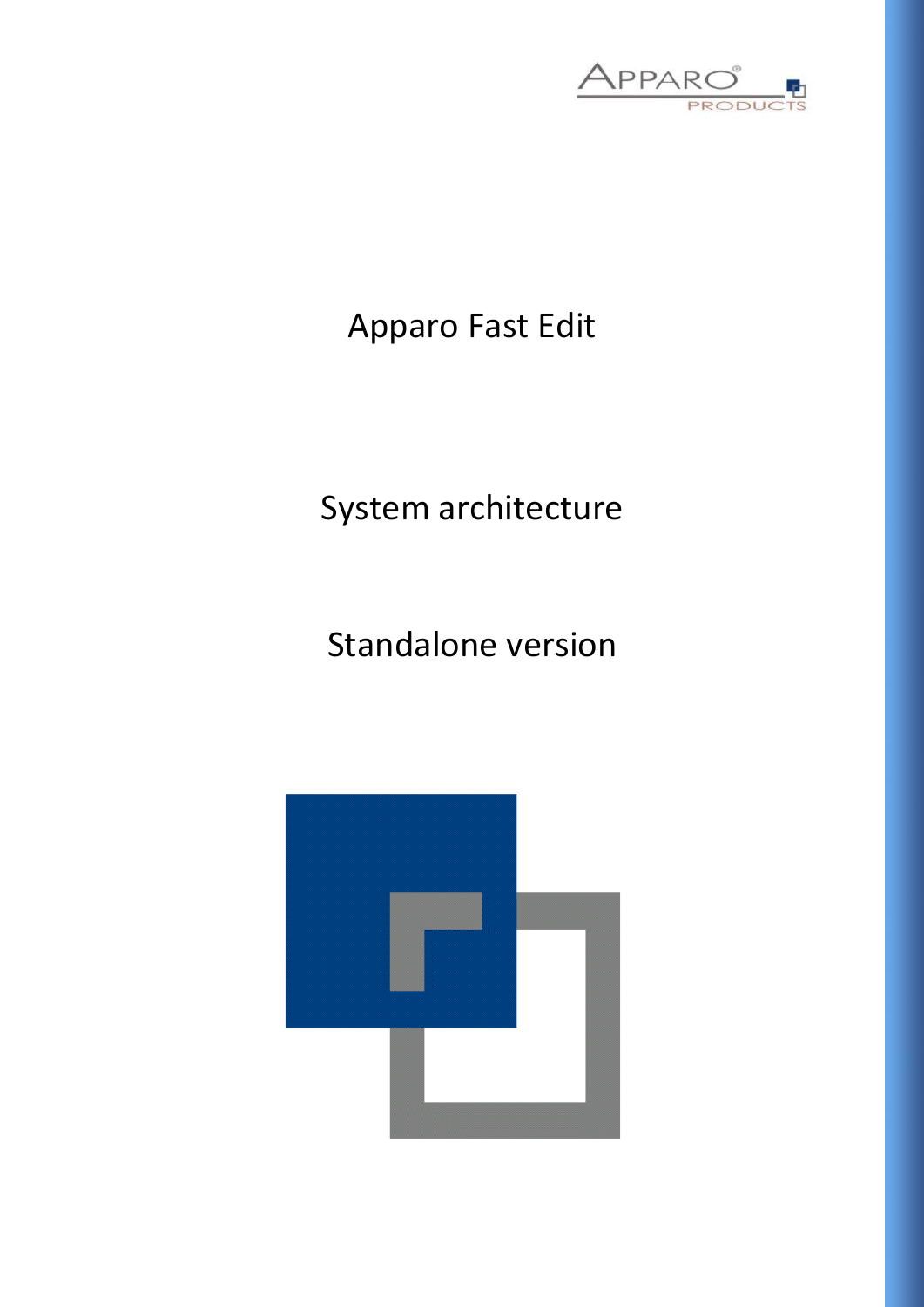# Apparo Fast Edit

## System architecture

## Standalone version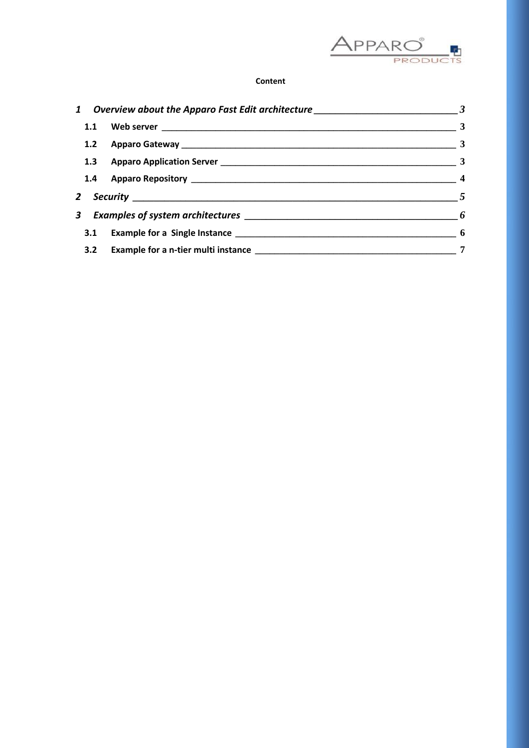**Content**

1 *Overview about the Apparo Fast Edit architecture* ____ 3

- 1.1 **Web server** ____ 3
- 1.2 **Apparo Gateway** ____ 3
- 1.3 **Apparo Application Server** ____ 3
- 1.4 **Apparo Repository** ____ 4

2 *Security* ____ 5

3 *Examples of system architectures* ____ 6

- 3.1 **Example for a Single Instance** ____ 6
- 3.2 **Example for a n-tier multi instance** ____ 7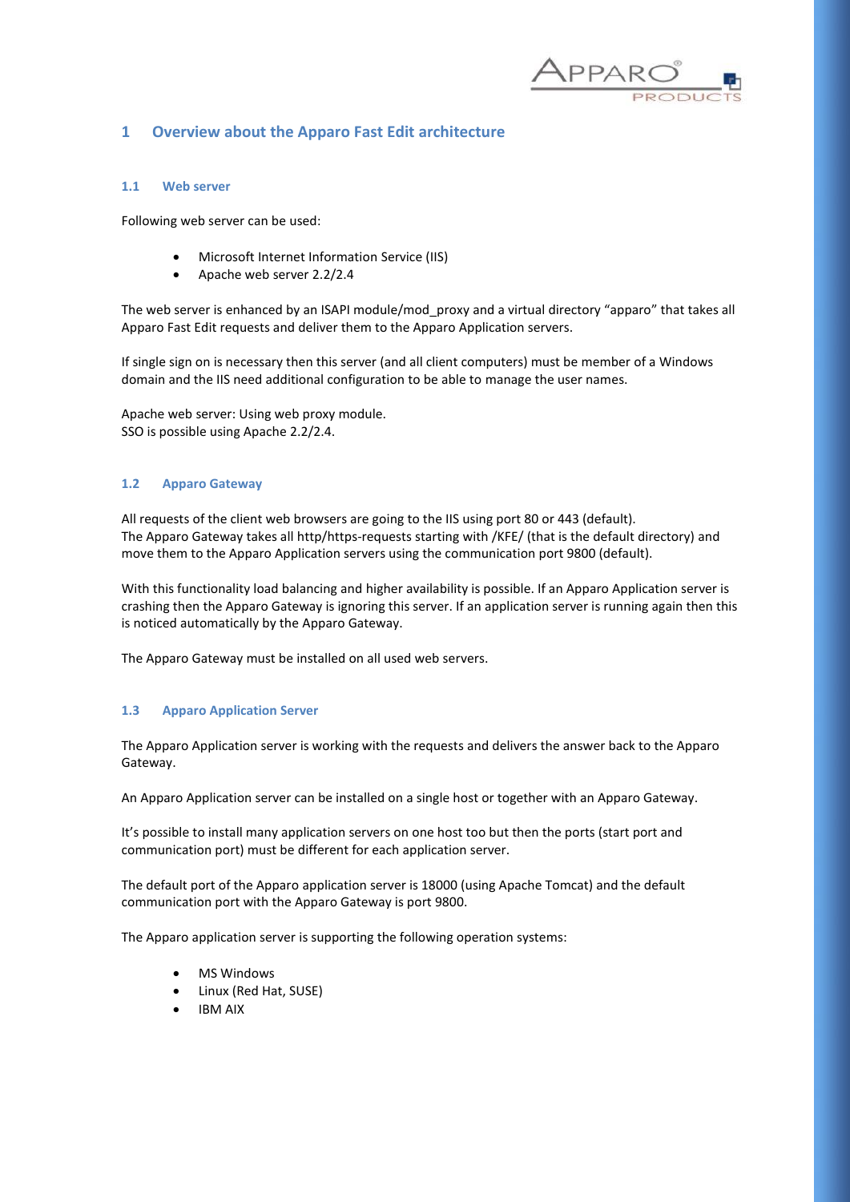# 1 Overview about the Apparo Fast Edit architecture

## 1.1 Web server

Following web server can be used:

- Microsoft Internet Information Service (IIS)
- Apache web server 2.2/2.4

The web server is enhanced by an ISAPI module/mod_proxy and a virtual directory "apparo" that takes all Apparo Fast Edit requests and deliver them to the Apparo Application servers.

If single sign on is necessary then this server (and all client computers) must be member of a Windows domain and the IIS need additional configuration to be able to manage the user names.

Apache web server: Using web proxy module.
SSO is possible using Apache 2.2/2.4.

## 1.2 Apparo Gateway

All requests of the client web browsers are going to the IIS using port 80 or 443 (default).
The Apparo Gateway takes all http/https-requests starting with /KFE/ (that is the default directory) and move them to the Apparo Application servers using the communication port 9800 (default).

With this functionality load balancing and higher availability is possible. If an Apparo Application server is crashing then the Apparo Gateway is ignoring this server. If an application server is running again then this is noticed automatically by the Apparo Gateway.

The Apparo Gateway must be installed on all used web servers.

## 1.3 Apparo Application Server

The Apparo Application server is working with the requests and delivers the answer back to the Apparo Gateway.

An Apparo Application server can be installed on a single host or together with an Apparo Gateway.

It's possible to install many application servers on one host too but then the ports (start port and communication port) must be different for each application server.

The default port of the Apparo application server is 18000 (using Apache Tomcat) and the default communication port with the Apparo Gateway is port 9800.

The Apparo application server is supporting the following operation systems:

- MS Windows
- Linux (Red Hat, SUSE)
- IBM AIX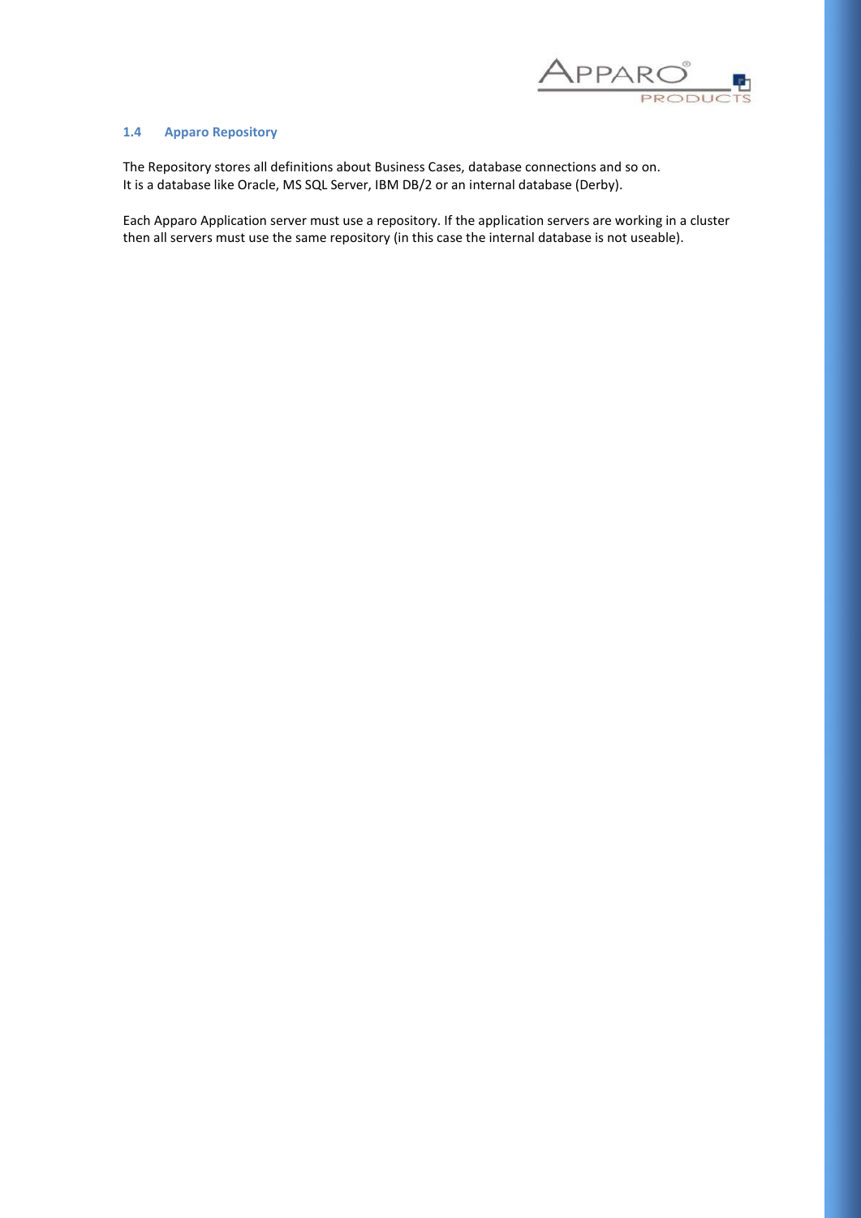## 1.4 Apparo Repository

The Repository stores all definitions about Business Cases, database connections and so on.
It is a database like Oracle, MS SQL Server, IBM DB/2 or an internal database (Derby).

Each Apparo Application server must use a repository. If the application servers are working in a cluster then all servers must use the same repository (in this case the internal database is not useable).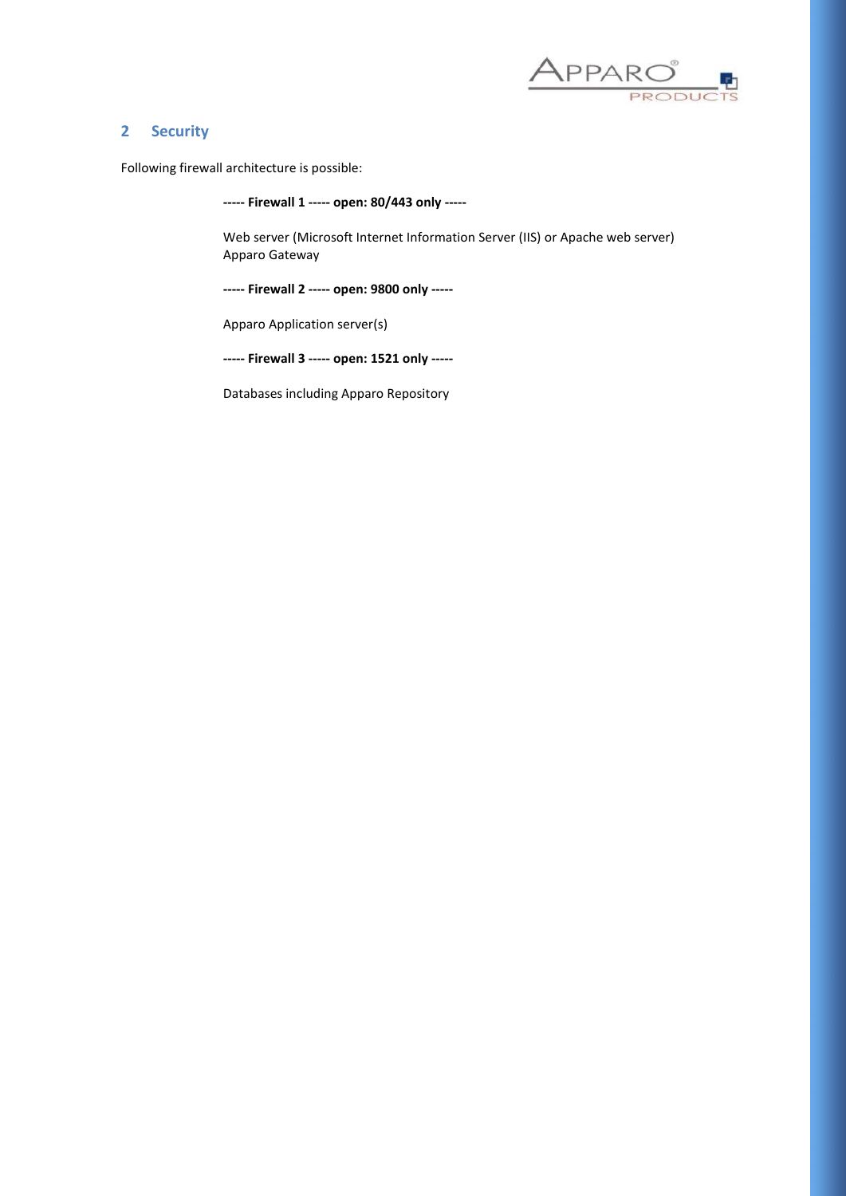## 2 Security

Following firewall architecture is possible:

**----- Firewall 1 ----- open: 80/443 only -----**

Web server (Microsoft Internet Information Server (IIS) or Apache web server)
Apparo Gateway

**----- Firewall 2 ----- open: 9800 only -----**

Apparo Application server(s)

**----- Firewall 3 ----- open: 1521 only -----**

Databases including Apparo Repository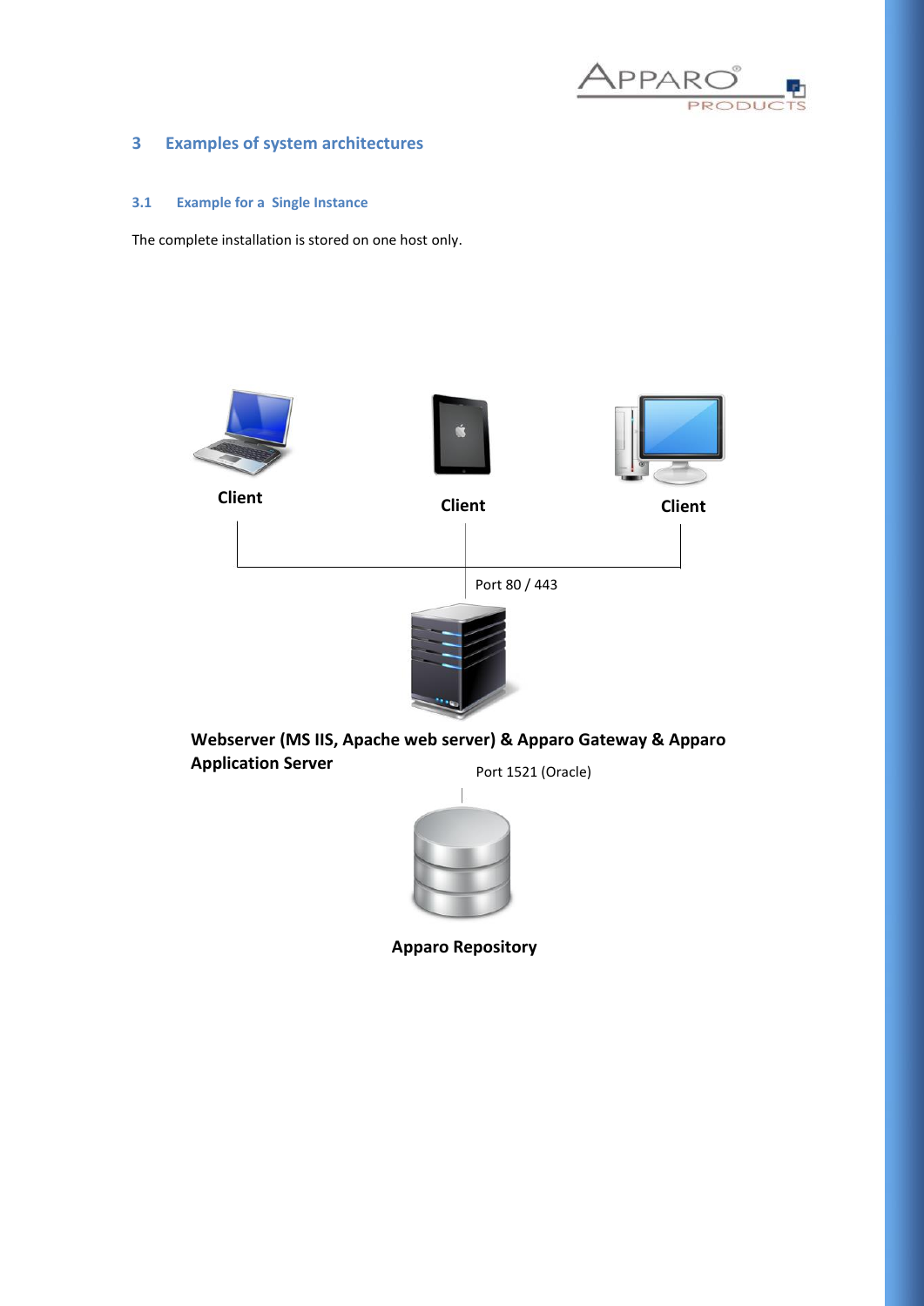# 3 Examples of system architectures

## 3.1 Example for a Single Instance

The complete installation is stored on one host only.

**Client** **Client** **Client**

Port 80 / 443

**Webserver (MS IIS, Apache web server) & Apparo Gateway & Apparo Application Server**

Port 1521 (Oracle)

**Apparo Repository**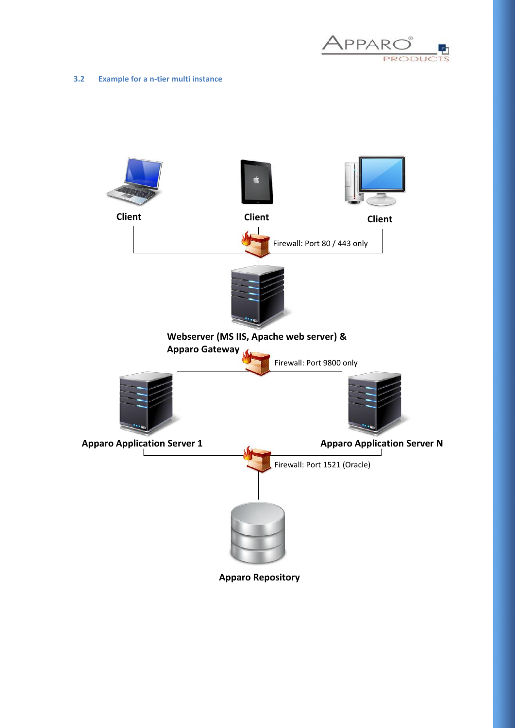### 3.2 Example for a n-tier multi instance

Client

Client

Client

Firewall: Port 80 / 443 only

Webserver (MS IIS, Apache web server) &
Apparo Gateway

Firewall: Port 9800 only

Apparo Application Server 1

Apparo Application Server N

Firewall: Port 1521 (Oracle)

Apparo Repository